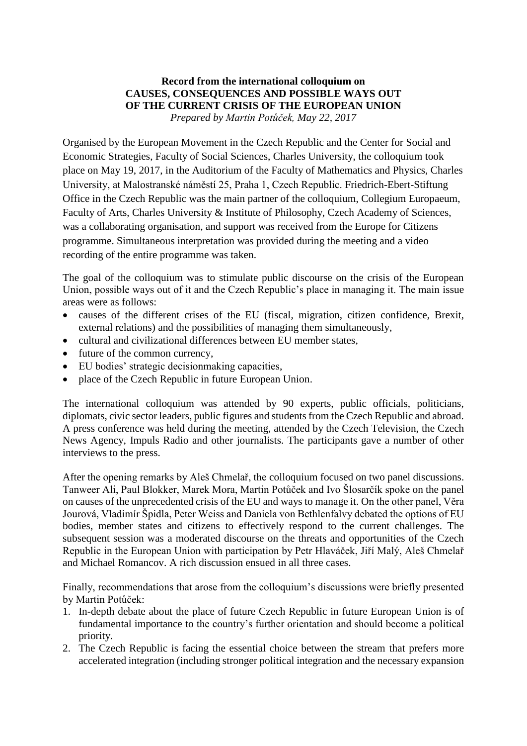**Record from the international colloquium on**
**CAUSES, CONSEQUENCES AND POSSIBLE WAYS OUT**
**OF THE CURRENT CRISIS OF THE EUROPEAN UNION**
*Prepared by Martin Potůček, May 22, 2017*

Organised by the European Movement in the Czech Republic and the Center for Social and Economic Strategies, Faculty of Social Sciences, Charles University, the colloquium took place on May 19, 2017, in the Auditorium of the Faculty of Mathematics and Physics, Charles University, at Malostranské náměstí 25, Praha 1, Czech Republic. Friedrich-Ebert-Stiftung Office in the Czech Republic was the main partner of the colloquium, Collegium Europaeum, Faculty of Arts, Charles University & Institute of Philosophy, Czech Academy of Sciences, was a collaborating organisation, and support was received from the Europe for Citizens programme. Simultaneous interpretation was provided during the meeting and a video recording of the entire programme was taken.

The goal of the colloquium was to stimulate public discourse on the crisis of the European Union, possible ways out of it and the Czech Republic's place in managing it. The main issue areas were as follows:

- causes of the different crises of the EU (fiscal, migration, citizen confidence, Brexit, external relations) and the possibilities of managing them simultaneously,
- cultural and civilizational differences between EU member states,
- future of the common currency,
- EU bodies' strategic decisionmaking capacities,
- place of the Czech Republic in future European Union.

The international colloquium was attended by 90 experts, public officials, politicians, diplomats, civic sector leaders, public figures and students from the Czech Republic and abroad. A press conference was held during the meeting, attended by the Czech Television, the Czech News Agency, Impuls Radio and other journalists. The participants gave a number of other interviews to the press.

After the opening remarks by Aleš Chmelař, the colloquium focused on two panel discussions. Tanweer Ali, Paul Blokker, Marek Mora, Martin Potůček and Ivo Šlosarčík spoke on the panel on causes of the unprecedented crisis of the EU and ways to manage it. On the other panel, Věra Jourová, Vladimír Špidla, Peter Weiss and Daniela von Bethlenfalvy debated the options of EU bodies, member states and citizens to effectively respond to the current challenges. The subsequent session was a moderated discourse on the threats and opportunities of the Czech Republic in the European Union with participation by Petr Hlaváček, Jiří Malý, Aleš Chmelař and Michael Romancov. A rich discussion ensued in all three cases.

Finally, recommendations that arose from the colloquium's discussions were briefly presented by Martin Potůček:

1. In-depth debate about the place of future Czech Republic in future European Union is of fundamental importance to the country's further orientation and should become a political priority.
2. The Czech Republic is facing the essential choice between the stream that prefers more accelerated integration (including stronger political integration and the necessary expansion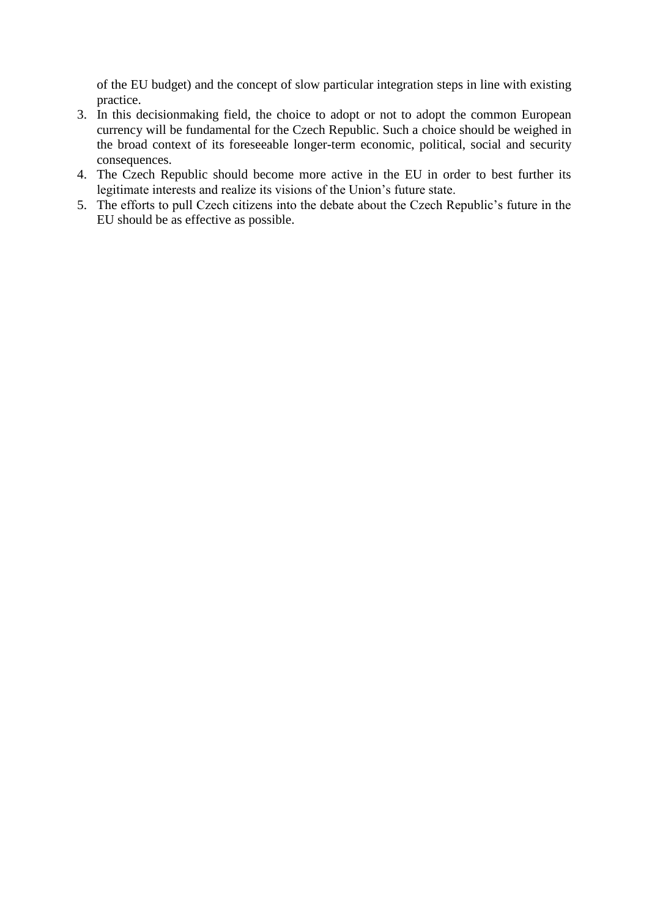of the EU budget) and the concept of slow particular integration steps in line with existing practice.

3. In this decisionmaking field, the choice to adopt or not to adopt the common European currency will be fundamental for the Czech Republic. Such a choice should be weighed in the broad context of its foreseeable longer-term economic, political, social and security consequences.
4. The Czech Republic should become more active in the EU in order to best further its legitimate interests and realize its visions of the Union's future state.
5. The efforts to pull Czech citizens into the debate about the Czech Republic's future in the EU should be as effective as possible.